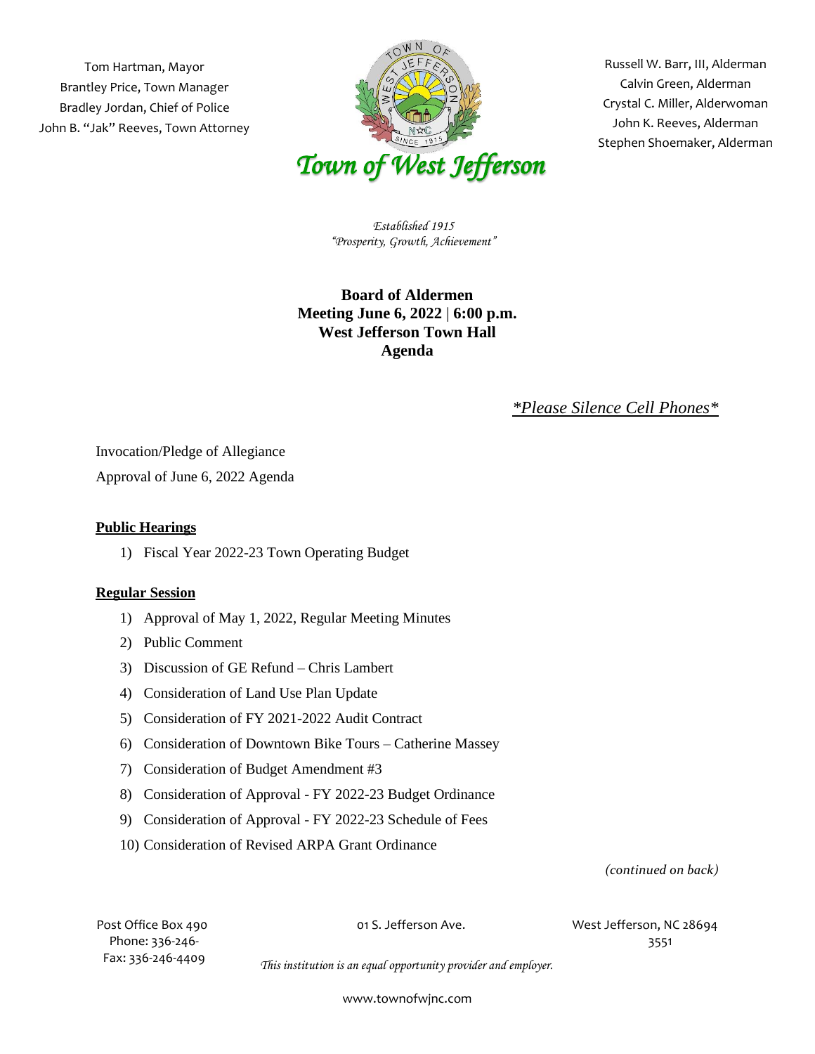Tom Hartman, Mayor
Brantley Price, Town Manager
Bradley Jordan, Chief of Police
John B. "Jak" Reeves, Town Attorney

Russell W. Barr, III, Alderman
Calvin Green, Alderman
Crystal C. Miller, Alderwoman
John K. Reeves, Alderman
Stephen Shoemaker, Alderman

# *Town of West Jefferson*

*Established 1915*
*"Prosperity, Growth, Achievement"*

**Board of Aldermen**
**Meeting June 6, 2022 | 6:00 p.m.**
**West Jefferson Town Hall**
**Agenda**

*\*Please Silence Cell Phones\**

Invocation/Pledge of Allegiance

Approval of June 6, 2022 Agenda

## Public Hearings

1) Fiscal Year 2022-23 Town Operating Budget

## Regular Session

1) Approval of May 1, 2022, Regular Meeting Minutes
2) Public Comment
3) Discussion of GE Refund – Chris Lambert
4) Consideration of Land Use Plan Update
5) Consideration of FY 2021-2022 Audit Contract
6) Consideration of Downtown Bike Tours – Catherine Massey
7) Consideration of Budget Amendment #3
8) Consideration of Approval - FY 2022-23 Budget Ordinance
9) Consideration of Approval - FY 2022-23 Schedule of Fees
10) Consideration of Revised ARPA Grant Ordinance

*(continued on back)*

Post Office Box 490 | 01 S. Jefferson Ave. | West Jefferson, NC 28694
Phone: 336-246-3551
Fax: 336-246-4409

*This institution is an equal opportunity provider and employer.*

www.townofwjnc.com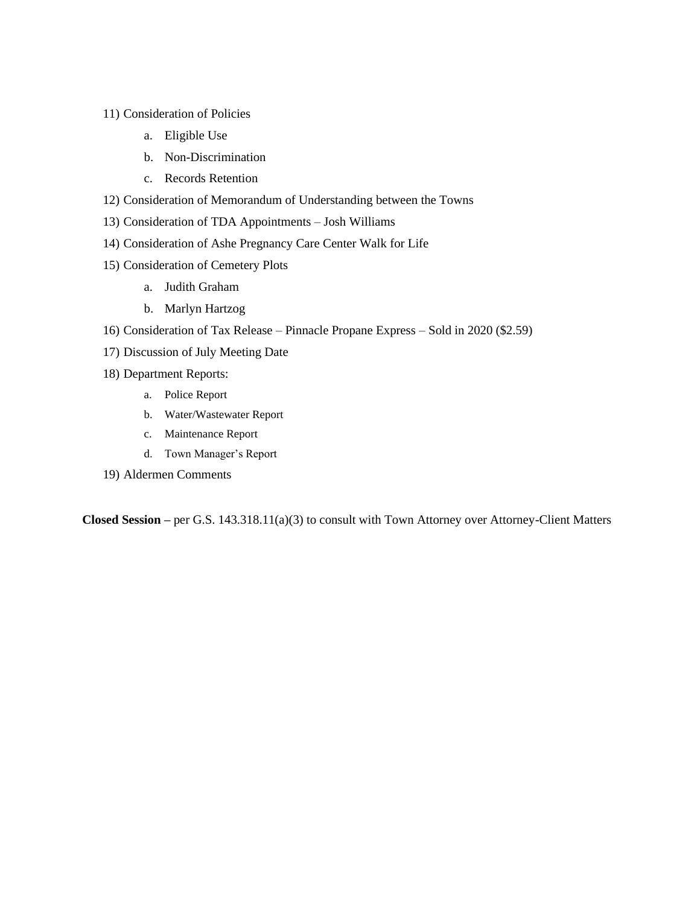11) Consideration of Policies
    a. Eligible Use
    b. Non-Discrimination
    c. Records Retention
12) Consideration of Memorandum of Understanding between the Towns
13) Consideration of TDA Appointments – Josh Williams
14) Consideration of Ashe Pregnancy Care Center Walk for Life
15) Consideration of Cemetery Plots
    a. Judith Graham
    b. Marlyn Hartzog
16) Consideration of Tax Release – Pinnacle Propane Express – Sold in 2020 ($2.59)
17) Discussion of July Meeting Date
18) Department Reports:
    a. Police Report
    b. Water/Wastewater Report
    c. Maintenance Report
    d. Town Manager's Report
19) Aldermen Comments

**Closed Session –** per G.S. 143.318.11(a)(3) to consult with Town Attorney over Attorney-Client Matters